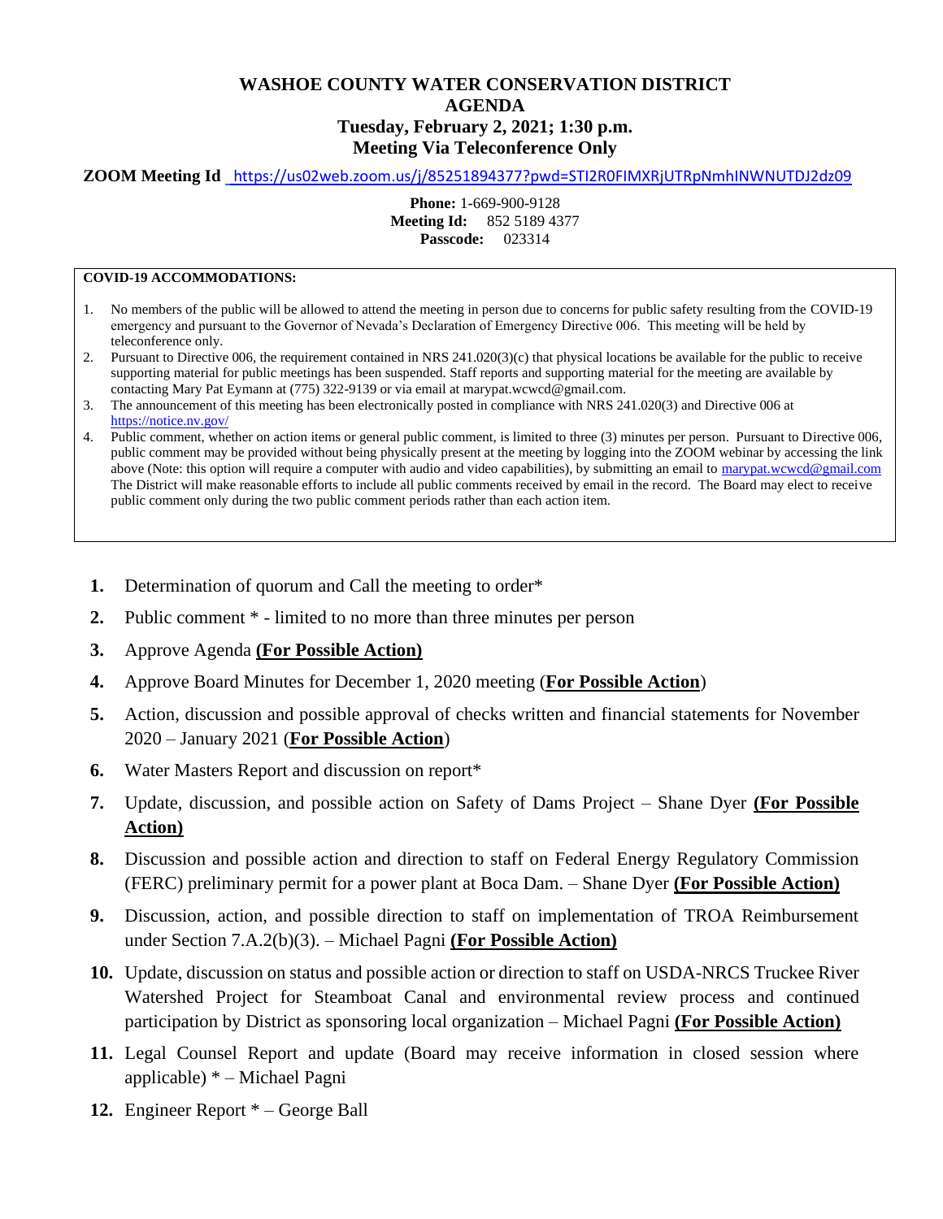# WASHOE COUNTY WATER CONSERVATION DISTRICT
## AGENDA
### Tuesday, February 2, 2021; 1:30 p.m.
### Meeting Via Teleconference Only

**ZOOM Meeting Id** https://us02web.zoom.us/j/85251894377?pwd=STI2R0FIMXRjUTRpNmhINWNUTDJ2dz09

**Phone:** 1-669-900-9128
**Meeting Id:** 852 5189 4377
**Passcode:** 023314

**COVID-19 ACCOMMODATIONS:**

1. No members of the public will be allowed to attend the meeting in person due to concerns for public safety resulting from the COVID-19 emergency and pursuant to the Governor of Nevada's Declaration of Emergency Directive 006. This meeting will be held by teleconference only.
2. Pursuant to Directive 006, the requirement contained in NRS 241.020(3)(c) that physical locations be available for the public to receive supporting material for public meetings has been suspended. Staff reports and supporting material for the meeting are available by contacting Mary Pat Eymann at (775) 322-9139 or via email at marypat.wcwcd@gmail.com.
3. The announcement of this meeting has been electronically posted in compliance with NRS 241.020(3) and Directive 006 at https://notice.nv.gov/
4. Public comment, whether on action items or general public comment, is limited to three (3) minutes per person. Pursuant to Directive 006, public comment may be provided without being physically present at the meeting by logging into the ZOOM webinar by accessing the link above (Note: this option will require a computer with audio and video capabilities), by submitting an email to marypat.wcwcd@gmail.com The District will make reasonable efforts to include all public comments received by email in the record. The Board may elect to receive public comment only during the two public comment periods rather than each action item.

1. Determination of quorum and Call the meeting to order*
2. Public comment * - limited to no more than three minutes per person
3. Approve Agenda **For Possible Action)**
4. Approve Board Minutes for December 1, 2020 meeting (**For Possible Action**)
5. Action, discussion and possible approval of checks written and financial statements for November 2020 – January 2021 (**For Possible Action**)
6. Water Masters Report and discussion on report*
7. Update, discussion, and possible action on Safety of Dams Project – Shane Dyer **(For Possible Action)**
8. Discussion and possible action and direction to staff on Federal Energy Regulatory Commission (FERC) preliminary permit for a power plant at Boca Dam. – Shane Dyer **(For Possible Action)**
9. Discussion, action, and possible direction to staff on implementation of TROA Reimbursement under Section 7.A.2(b)(3). – Michael Pagni **(For Possible Action)**
10. Update, discussion on status and possible action or direction to staff on USDA-NRCS Truckee River Watershed Project for Steamboat Canal and environmental review process and continued participation by District as sponsoring local organization – Michael Pagni **(For Possible Action)**
11. Legal Counsel Report and update (Board may receive information in closed session where applicable) * – Michael Pagni
12. Engineer Report * – George Ball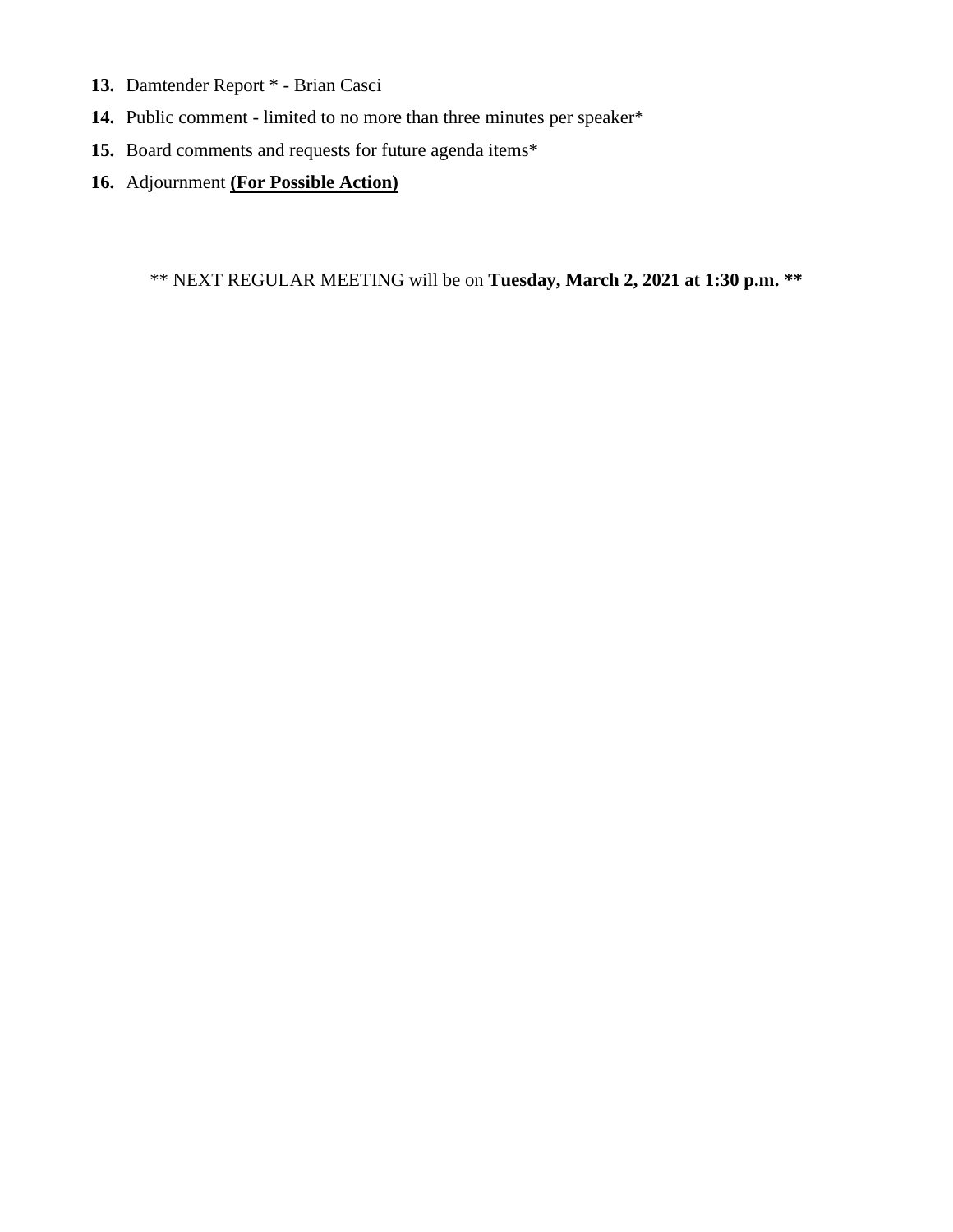**13.** Damtender Report * - Brian Casci

**14.** Public comment - limited to no more than three minutes per speaker*

**15.** Board comments and requests for future agenda items*

**16.** Adjournment **(For Possible Action)**

** NEXT REGULAR MEETING will be on **Tuesday, March 2, 2021 at 1:30 p.m. ****